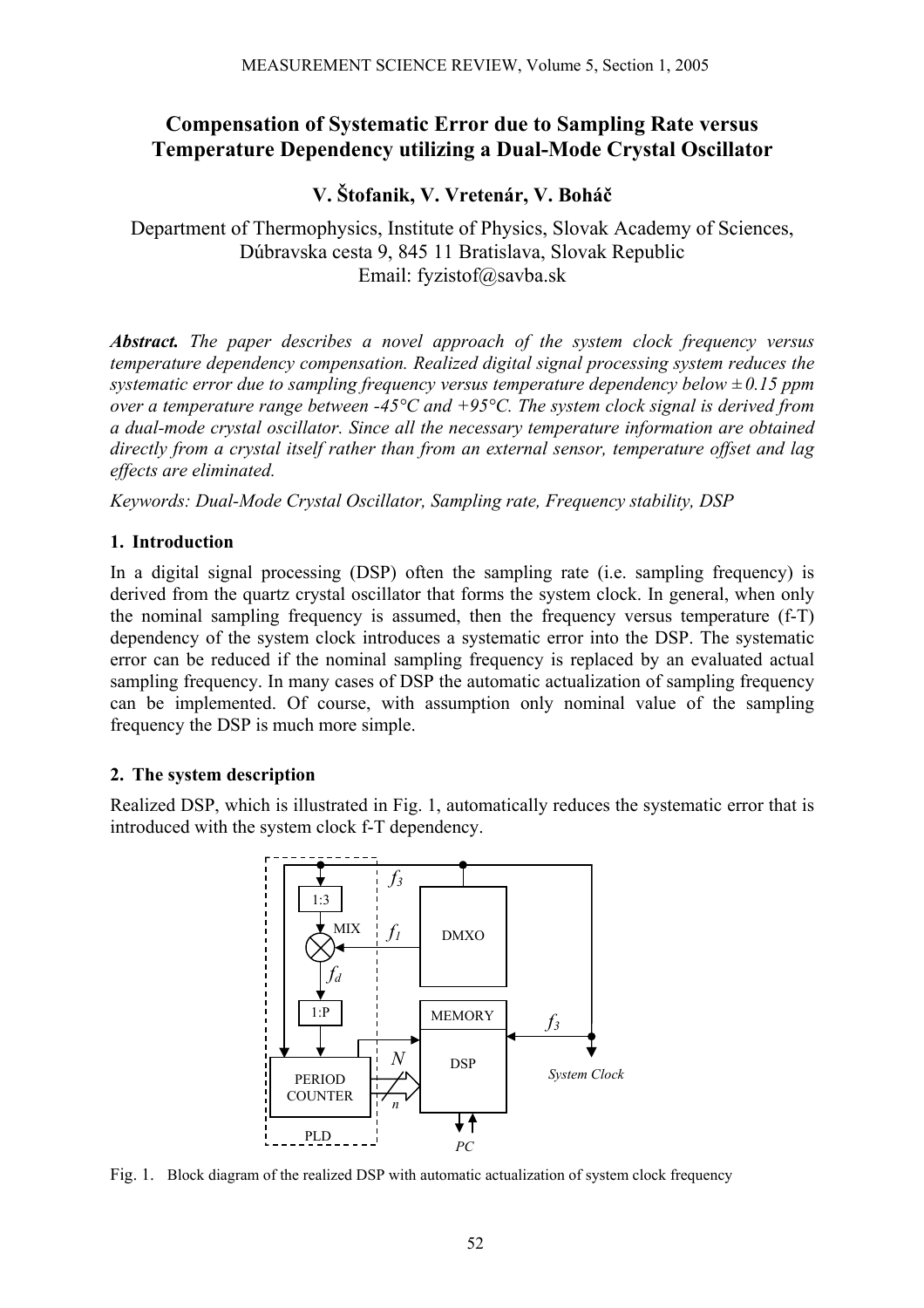# Compensation of Systematic Error due to Sampling Rate versus Temperature Dependency utilizing a Dual-Mode Crystal Oscillator

**V. Štofanik, V. Vretenár, V. Boháč**

Department of Thermophysics, Institute of Physics, Slovak Academy of Sciences, Dúbravska cesta 9, 845 11 Bratislava, Slovak Republic
Email: fyzistof@savba.sk

***Abstract.*** *The paper describes a novel approach of the system clock frequency versus temperature dependency compensation. Realized digital signal processing system reduces the systematic error due to sampling frequency versus temperature dependency below ± 0.15 ppm over a temperature range between -45°C and +95°C. The system clock signal is derived from a dual-mode crystal oscillator. Since all the necessary temperature information are obtained directly from a crystal itself rather than from an external sensor, temperature offset and lag effects are eliminated.*

*Keywords: Dual-Mode Crystal Oscillator, Sampling rate, Frequency stability, DSP*

## 1. Introduction

In a digital signal processing (DSP) often the sampling rate (i.e. sampling frequency) is derived from the quartz crystal oscillator that forms the system clock. In general, when only the nominal sampling frequency is assumed, then the frequency versus temperature (f-T) dependency of the system clock introduces a systematic error into the DSP. The systematic error can be reduced if the nominal sampling frequency is replaced by an evaluated actual sampling frequency. In many cases of DSP the automatic actualization of sampling frequency can be implemented. Of course, with assumption only nominal value of the sampling frequency the DSP is much more simple.

## 2. The system description

Realized DSP, which is illustrated in Fig. 1, automatically reduces the systematic error that is introduced with the system clock f-T dependency.

Fig. 1. Block diagram of the realized DSP with automatic actualization of system clock frequency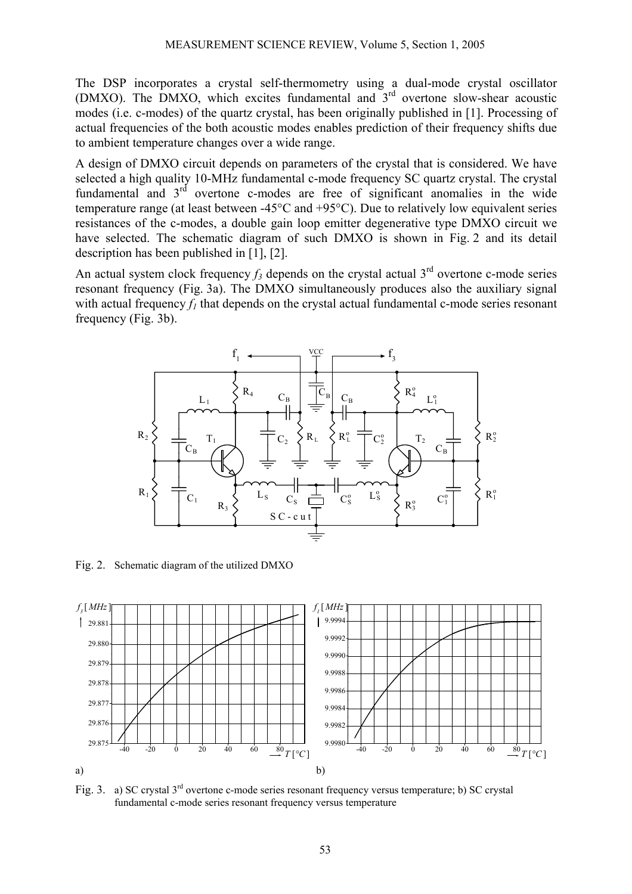The DSP incorporates a crystal self-thermometry using a dual-mode crystal oscillator (DMXO). The DMXO, which excites fundamental and 3rd overtone slow-shear acoustic modes (i.e. c-modes) of the quartz crystal, has been originally published in [1]. Processing of actual frequencies of the both acoustic modes enables prediction of their frequency shifts due to ambient temperature changes over a wide range.

A design of DMXO circuit depends on parameters of the crystal that is considered. We have selected a high quality 10-MHz fundamental c-mode frequency SC quartz crystal. The crystal fundamental and 3rd overtone c-modes are free of significant anomalies in the wide temperature range (at least between -45°C and +95°C). Due to relatively low equivalent series resistances of the c-modes, a double gain loop emitter degenerative type DMXO circuit we have selected. The schematic diagram of such DMXO is shown in Fig. 2 and its detail description has been published in [1], [2].

An actual system clock frequency $f_3$ depends on the crystal actual 3rd overtone c-mode series resonant frequency (Fig. 3a). The DMXO simultaneously produces also the auxiliary signal with actual frequency $f_1$ that depends on the crystal actual fundamental c-mode series resonant frequency (Fig. 3b).

Fig. 2. Schematic diagram of the utilized DMXO

Fig. 3. a) SC crystal 3rd overtone c-mode series resonant frequency versus temperature; b) SC crystal fundamental c-mode series resonant frequency versus temperature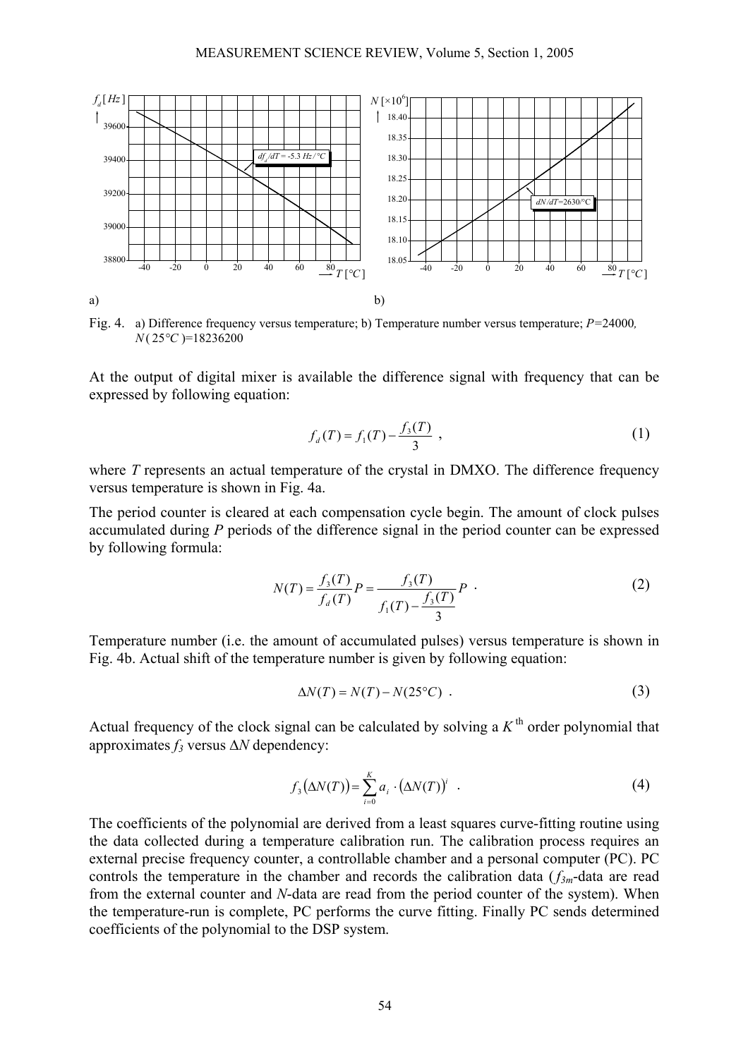Fig. 4. a) Difference frequency versus temperature; b) Temperature number versus temperature; $P$=24000, $N(25°C)$=18236200

At the output of digital mixer is available the difference signal with frequency that can be expressed by following equation:

$$f_d(T) = f_1(T) - \frac{f_3(T)}{3} \quad , \tag{1}$$

where $T$ represents an actual temperature of the crystal in DMXO. The difference frequency versus temperature is shown in Fig. 4a.

The period counter is cleared at each compensation cycle begin. The amount of clock pulses accumulated during $P$ periods of the difference signal in the period counter can be expressed by following formula:

$$N(T) = \frac{f_3(T)}{f_d(T)} P = \frac{f_3(T)}{f_1(T) - \dfrac{f_3(T)}{3}} P \quad . \tag{2}$$

Temperature number (i.e. the amount of accumulated pulses) versus temperature is shown in Fig. 4b. Actual shift of the temperature number is given by following equation:

$$\Delta N(T) = N(T) - N(25°C) \quad . \tag{3}$$

Actual frequency of the clock signal can be calculated by solving a $K^{\text{th}}$ order polynomial that approximates $f_3$ versus $\Delta N$ dependency:

$$f_3\left(\Delta N(T)\right) = \sum_{i=0}^{K} a_i \cdot \left(\Delta N(T)\right)^i \quad . \tag{4}$$

The coefficients of the polynomial are derived from a least squares curve-fitting routine using the data collected during a temperature calibration run. The calibration process requires an external precise frequency counter, a controllable chamber and a personal computer (PC). PC controls the temperature in the chamber and records the calibration data ($f_{3m}$-data are read from the external counter and $N$-data are read from the period counter of the system). When the temperature-run is complete, PC performs the curve fitting. Finally PC sends determined coefficients of the polynomial to the DSP system.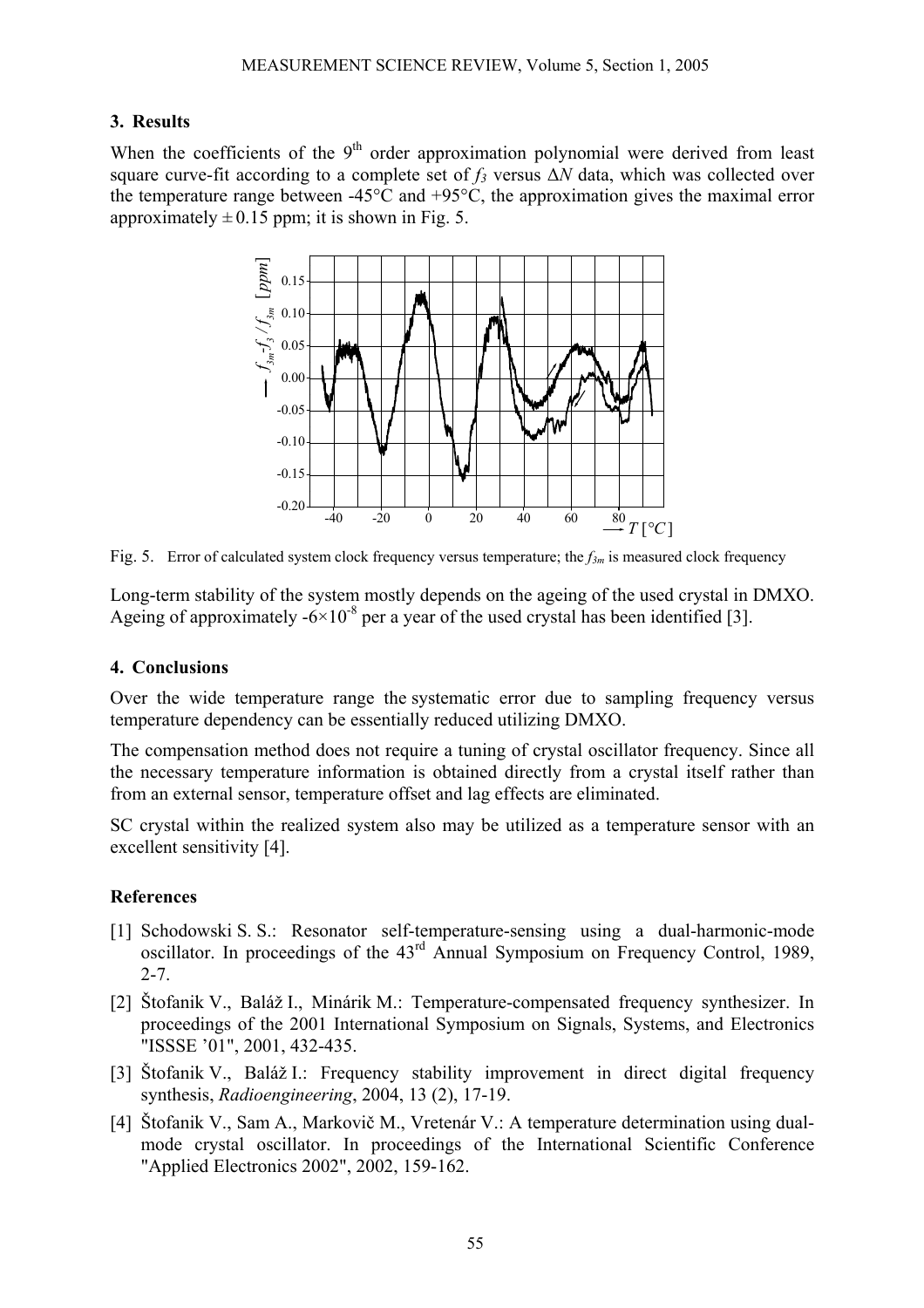## 3. Results

When the coefficients of the 9[th] order approximation polynomial were derived from least square curve-fit according to a complete set of $f_3$ versus $\Delta N$ data, which was collected over the temperature range between -45°C and +95°C, the approximation gives the maximal error approximately $\pm 0.15$ ppm; it is shown in Fig. 5.

$f_{3m}$-$f_3$ / $f_{3m}$ [ppm]

0.15
0.10
0.05
0.00
-0.05
-0.10
-0.15
-0.20

-40
-20
0
20
40
60
80

$T$ [°C]

Fig. 5. Error of calculated system clock frequency versus temperature; the $f_{3m}$ is measured clock frequency

Long-term stability of the system mostly depends on the ageing of the used crystal in DMXO. Ageing of approximately $-6\times10^{-8}$ per a year of the used crystal has been identified [3].

## 4. Conclusions

Over the wide temperature range the systematic error due to sampling frequency versus temperature dependency can be essentially reduced utilizing DMXO.

The compensation method does not require a tuning of crystal oscillator frequency. Since all the necessary temperature information is obtained directly from a crystal itself rather than from an external sensor, temperature offset and lag effects are eliminated.

SC crystal within the realized system also may be utilized as a temperature sensor with an excellent sensitivity [4].

## References

[1] Schodowski S. S.: Resonator self-temperature-sensing using a dual-harmonic-mode oscillator. In proceedings of the 43[rd] Annual Symposium on Frequency Control, 1989, 2-7.

[2] Štofanik V., Baláž I., Minárik M.: Temperature-compensated frequency synthesizer. In proceedings of the 2001 International Symposium on Signals, Systems, and Electronics "ISSSE '01", 2001, 432-435.

[3] Štofanik V., Baláž I.: Frequency stability improvement in direct digital frequency synthesis, *Radioengineering*, 2004, 13 (2), 17-19.

[4] Štofanik V., Sam A., Markovič M., Vretenár V.: A temperature determination using dual-mode crystal oscillator. In proceedings of the International Scientific Conference "Applied Electronics 2002", 2002, 159-162.